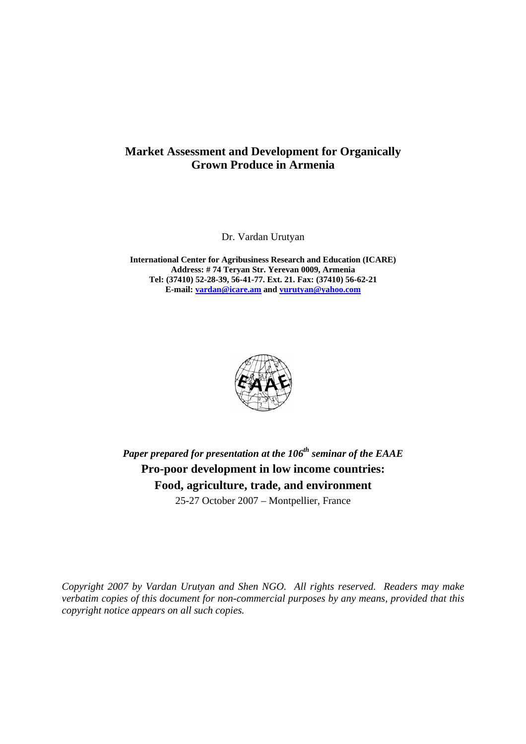# Market Assessment and Development for Organically Grown Produce in Armenia

Dr. Vardan Urutyan

**International Center for Agribusiness Research and Education (ICARE)**
**Address: # 74 Teryan Str. Yerevan 0009, Armenia**
**Tel: (37410) 52-28-39, 56-41-77. Ext. 21. Fax: (37410) 56-62-21**
**E-mail: vardan@icare.am and vurutyan@yahoo.com**

***Paper prepared for presentation at the 106th seminar of the EAAE***

**Pro-poor development in low income countries:**
**Food, agriculture, trade, and environment**

25-27 October 2007 – Montpellier, France

*Copyright 2007 by Vardan Urutyan and Shen NGO. All rights reserved. Readers may make verbatim copies of this document for non-commercial purposes by any means, provided that this copyright notice appears on all such copies.*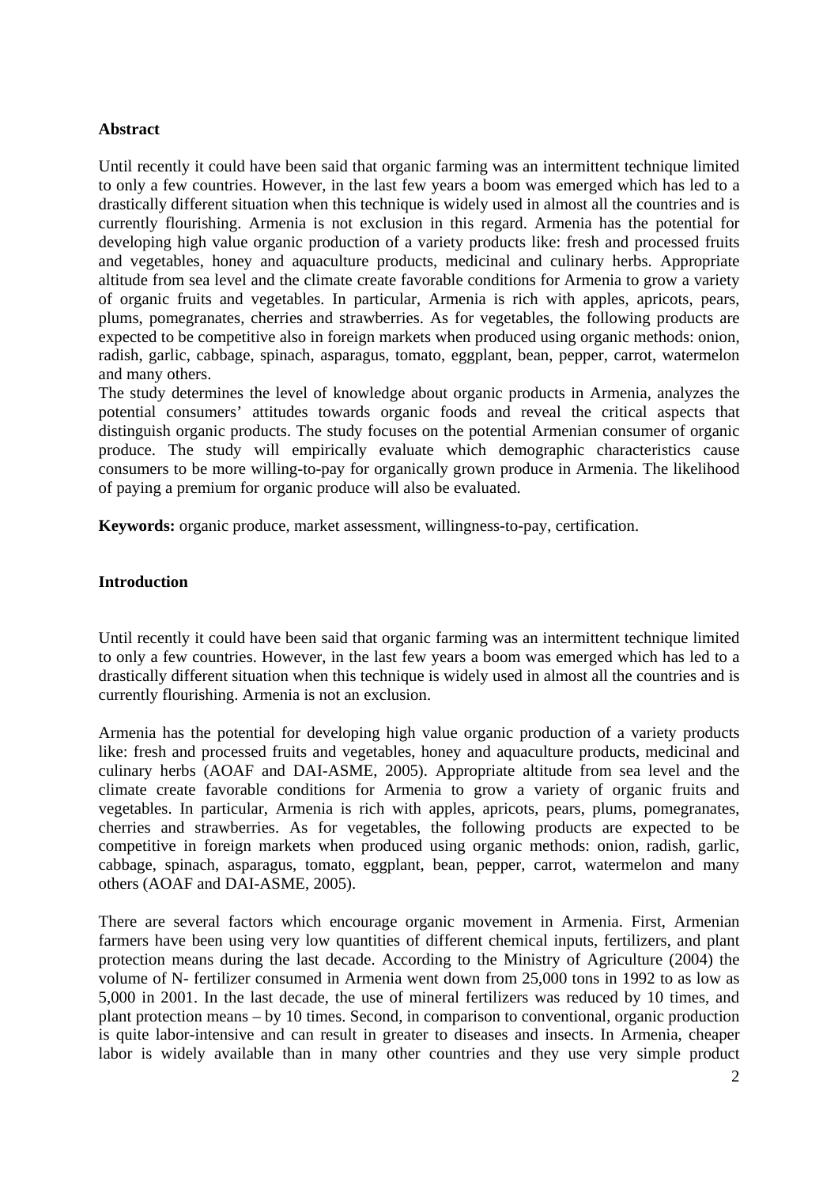**Abstract**

Until recently it could have been said that organic farming was an intermittent technique limited to only a few countries. However, in the last few years a boom was emerged which has led to a drastically different situation when this technique is widely used in almost all the countries and is currently flourishing. Armenia is not exclusion in this regard. Armenia has the potential for developing high value organic production of a variety products like: fresh and processed fruits and vegetables, honey and aquaculture products, medicinal and culinary herbs. Appropriate altitude from sea level and the climate create favorable conditions for Armenia to grow a variety of organic fruits and vegetables. In particular, Armenia is rich with apples, apricots, pears, plums, pomegranates, cherries and strawberries. As for vegetables, the following products are expected to be competitive also in foreign markets when produced using organic methods: onion, radish, garlic, cabbage, spinach, asparagus, tomato, eggplant, bean, pepper, carrot, watermelon and many others.

The study determines the level of knowledge about organic products in Armenia, analyzes the potential consumers' attitudes towards organic foods and reveal the critical aspects that distinguish organic products. The study focuses on the potential Armenian consumer of organic produce. The study will empirically evaluate which demographic characteristics cause consumers to be more willing-to-pay for organically grown produce in Armenia. The likelihood of paying a premium for organic produce will also be evaluated.

**Keywords:** organic produce, market assessment, willingness-to-pay, certification.

**Introduction**

Until recently it could have been said that organic farming was an intermittent technique limited to only a few countries. However, in the last few years a boom was emerged which has led to a drastically different situation when this technique is widely used in almost all the countries and is currently flourishing. Armenia is not an exclusion.

Armenia has the potential for developing high value organic production of a variety products like: fresh and processed fruits and vegetables, honey and aquaculture products, medicinal and culinary herbs (AOAF and DAI-ASME, 2005). Appropriate altitude from sea level and the climate create favorable conditions for Armenia to grow a variety of organic fruits and vegetables. In particular, Armenia is rich with apples, apricots, pears, plums, pomegranates, cherries and strawberries. As for vegetables, the following products are expected to be competitive in foreign markets when produced using organic methods: onion, radish, garlic, cabbage, spinach, asparagus, tomato, eggplant, bean, pepper, carrot, watermelon and many others (AOAF and DAI-ASME, 2005).

There are several factors which encourage organic movement in Armenia. First, Armenian farmers have been using very low quantities of different chemical inputs, fertilizers, and plant protection means during the last decade. According to the Ministry of Agriculture (2004) the volume of N- fertilizer consumed in Armenia went down from 25,000 tons in 1992 to as low as 5,000 in 2001. In the last decade, the use of mineral fertilizers was reduced by 10 times, and plant protection means – by 10 times. Second, in comparison to conventional, organic production is quite labor-intensive and can result in greater to diseases and insects. In Armenia, cheaper labor is widely available than in many other countries and they use very simple product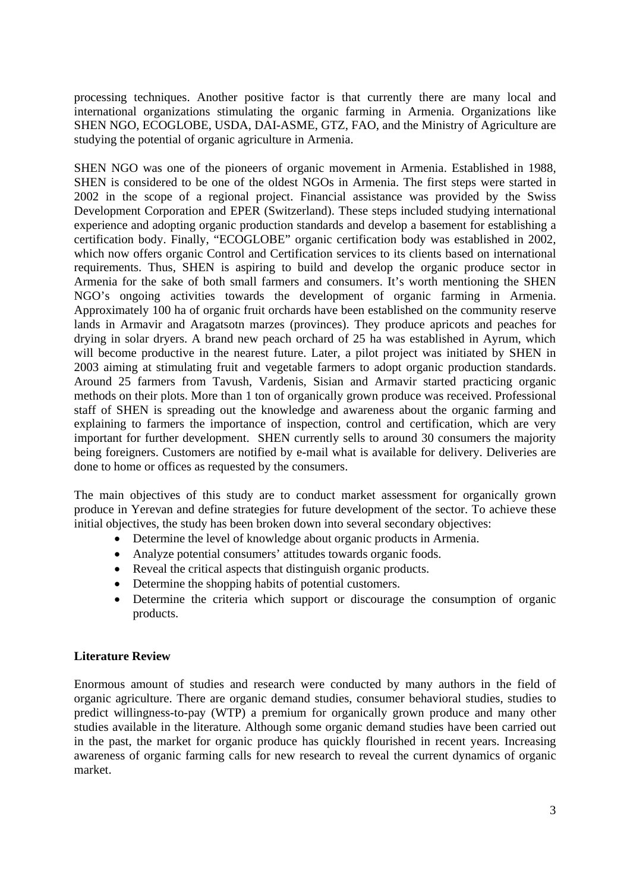processing techniques. Another positive factor is that currently there are many local and international organizations stimulating the organic farming in Armenia. Organizations like SHEN NGO, ECOGLOBE, USDA, DAI-ASME, GTZ, FAO, and the Ministry of Agriculture are studying the potential of organic agriculture in Armenia.

SHEN NGO was one of the pioneers of organic movement in Armenia. Established in 1988, SHEN is considered to be one of the oldest NGOs in Armenia. The first steps were started in 2002 in the scope of a regional project. Financial assistance was provided by the Swiss Development Corporation and EPER (Switzerland). These steps included studying international experience and adopting organic production standards and develop a basement for establishing a certification body. Finally, "ECOGLOBE" organic certification body was established in 2002, which now offers organic Control and Certification services to its clients based on international requirements. Thus, SHEN is aspiring to build and develop the organic produce sector in Armenia for the sake of both small farmers and consumers. It's worth mentioning the SHEN NGO's ongoing activities towards the development of organic farming in Armenia. Approximately 100 ha of organic fruit orchards have been established on the community reserve lands in Armavir and Aragatsotn marzes (provinces). They produce apricots and peaches for drying in solar dryers. A brand new peach orchard of 25 ha was established in Ayrum, which will become productive in the nearest future. Later, a pilot project was initiated by SHEN in 2003 aiming at stimulating fruit and vegetable farmers to adopt organic production standards. Around 25 farmers from Tavush, Vardenis, Sisian and Armavir started practicing organic methods on their plots. More than 1 ton of organically grown produce was received. Professional staff of SHEN is spreading out the knowledge and awareness about the organic farming and explaining to farmers the importance of inspection, control and certification, which are very important for further development. SHEN currently sells to around 30 consumers the majority being foreigners. Customers are notified by e-mail what is available for delivery. Deliveries are done to home or offices as requested by the consumers.

The main objectives of this study are to conduct market assessment for organically grown produce in Yerevan and define strategies for future development of the sector. To achieve these initial objectives, the study has been broken down into several secondary objectives:

- Determine the level of knowledge about organic products in Armenia.
- Analyze potential consumers' attitudes towards organic foods.
- Reveal the critical aspects that distinguish organic products.
- Determine the shopping habits of potential customers.
- Determine the criteria which support or discourage the consumption of organic products.

## Literature Review

Enormous amount of studies and research were conducted by many authors in the field of organic agriculture. There are organic demand studies, consumer behavioral studies, studies to predict willingness-to-pay (WTP) a premium for organically grown produce and many other studies available in the literature. Although some organic demand studies have been carried out in the past, the market for organic produce has quickly flourished in recent years. Increasing awareness of organic farming calls for new research to reveal the current dynamics of organic market.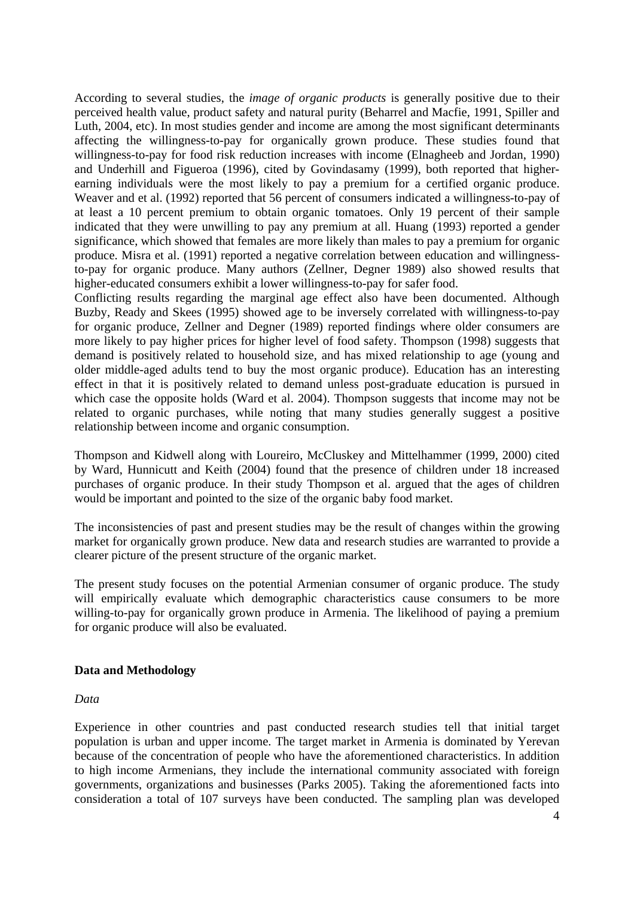According to several studies, the *image of organic products* is generally positive due to their perceived health value, product safety and natural purity (Beharrel and Macfie, 1991, Spiller and Luth, 2004, etc). In most studies gender and income are among the most significant determinants affecting the willingness-to-pay for organically grown produce. These studies found that willingness-to-pay for food risk reduction increases with income (Elnagheeb and Jordan, 1990) and Underhill and Figueroa (1996), cited by Govindasamy (1999), both reported that higher-earning individuals were the most likely to pay a premium for a certified organic produce. Weaver and et al. (1992) reported that 56 percent of consumers indicated a willingness-to-pay of at least a 10 percent premium to obtain organic tomatoes. Only 19 percent of their sample indicated that they were unwilling to pay any premium at all. Huang (1993) reported a gender significance, which showed that females are more likely than males to pay a premium for organic produce. Misra et al. (1991) reported a negative correlation between education and willingness-to-pay for organic produce. Many authors (Zellner, Degner 1989) also showed results that higher-educated consumers exhibit a lower willingness-to-pay for safer food.
Conflicting results regarding the marginal age effect also have been documented. Although Buzby, Ready and Skees (1995) showed age to be inversely correlated with willingness-to-pay for organic produce, Zellner and Degner (1989) reported findings where older consumers are more likely to pay higher prices for higher level of food safety. Thompson (1998) suggests that demand is positively related to household size, and has mixed relationship to age (young and older middle-aged adults tend to buy the most organic produce). Education has an interesting effect in that it is positively related to demand unless post-graduate education is pursued in which case the opposite holds (Ward et al. 2004). Thompson suggests that income may not be related to organic purchases, while noting that many studies generally suggest a positive relationship between income and organic consumption.

Thompson and Kidwell along with Loureiro, McCluskey and Mittelhammer (1999, 2000) cited by Ward, Hunnicutt and Keith (2004) found that the presence of children under 18 increased purchases of organic produce. In their study Thompson et al. argued that the ages of children would be important and pointed to the size of the organic baby food market.

The inconsistencies of past and present studies may be the result of changes within the growing market for organically grown produce. New data and research studies are warranted to provide a clearer picture of the present structure of the organic market.

The present study focuses on the potential Armenian consumer of organic produce. The study will empirically evaluate which demographic characteristics cause consumers to be more willing-to-pay for organically grown produce in Armenia. The likelihood of paying a premium for organic produce will also be evaluated.

## Data and Methodology

### *Data*

Experience in other countries and past conducted research studies tell that initial target population is urban and upper income. The target market in Armenia is dominated by Yerevan because of the concentration of people who have the aforementioned characteristics. In addition to high income Armenians, they include the international community associated with foreign governments, organizations and businesses (Parks 2005). Taking the aforementioned facts into consideration a total of 107 surveys have been conducted. The sampling plan was developed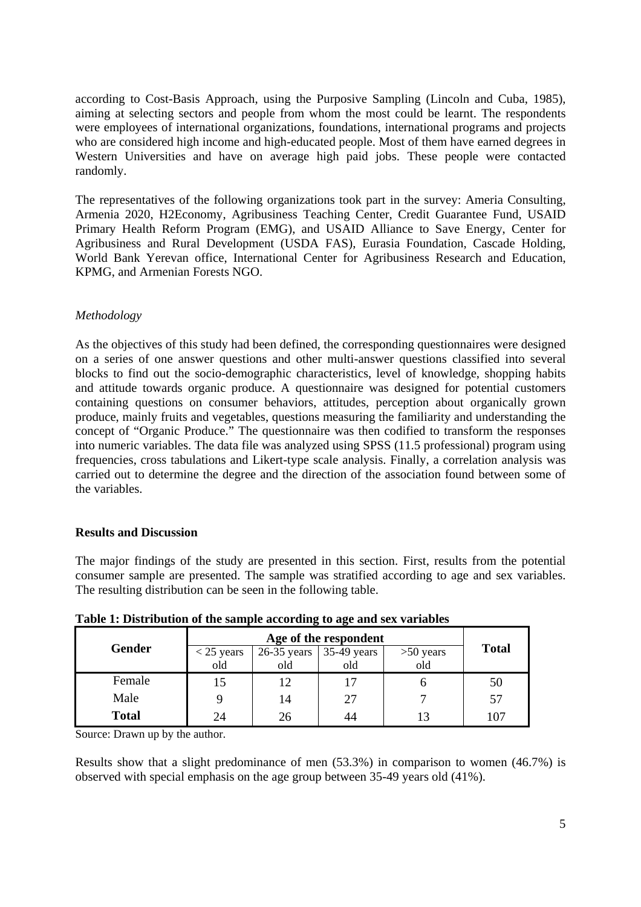according to Cost-Basis Approach, using the Purposive Sampling (Lincoln and Cuba, 1985), aiming at selecting sectors and people from whom the most could be learnt. The respondents were employees of international organizations, foundations, international programs and projects who are considered high income and high-educated people. Most of them have earned degrees in Western Universities and have on average high paid jobs. These people were contacted randomly.

The representatives of the following organizations took part in the survey: Ameria Consulting, Armenia 2020, H2Economy, Agribusiness Teaching Center, Credit Guarantee Fund, USAID Primary Health Reform Program (EMG), and USAID Alliance to Save Energy, Center for Agribusiness and Rural Development (USDA FAS), Eurasia Foundation, Cascade Holding, World Bank Yerevan office, International Center for Agribusiness Research and Education, KPMG, and Armenian Forests NGO.

*Methodology*

As the objectives of this study had been defined, the corresponding questionnaires were designed on a series of one answer questions and other multi-answer questions classified into several blocks to find out the socio-demographic characteristics, level of knowledge, shopping habits and attitude towards organic produce. A questionnaire was designed for potential customers containing questions on consumer behaviors, attitudes, perception about organically grown produce, mainly fruits and vegetables, questions measuring the familiarity and understanding the concept of "Organic Produce." The questionnaire was then codified to transform the responses into numeric variables. The data file was analyzed using SPSS (11.5 professional) program using frequencies, cross tabulations and Likert-type scale analysis. Finally, a correlation analysis was carried out to determine the degree and the direction of the association found between some of the variables.

**Results and Discussion**

The major findings of the study are presented in this section. First, results from the potential consumer sample are presented. The sample was stratified according to age and sex variables. The resulting distribution can be seen in the following table.

**Table 1: Distribution of the sample according to age and sex variables**

| Gender | Age of the respondent | | | | Total |
|---|---|---|---|---|---|
| | < 25 years old | 26-35 years old | 35-49 years old | >50 years old | |
| Female | 15 | 12 | 17 | 6 | 50 |
| Male | 9 | 14 | 27 | 7 | 57 |
| **Total** | 24 | 26 | 44 | 13 | 107 |

Source: Drawn up by the author.

Results show that a slight predominance of men (53.3%) in comparison to women (46.7%) is observed with special emphasis on the age group between 35-49 years old (41%).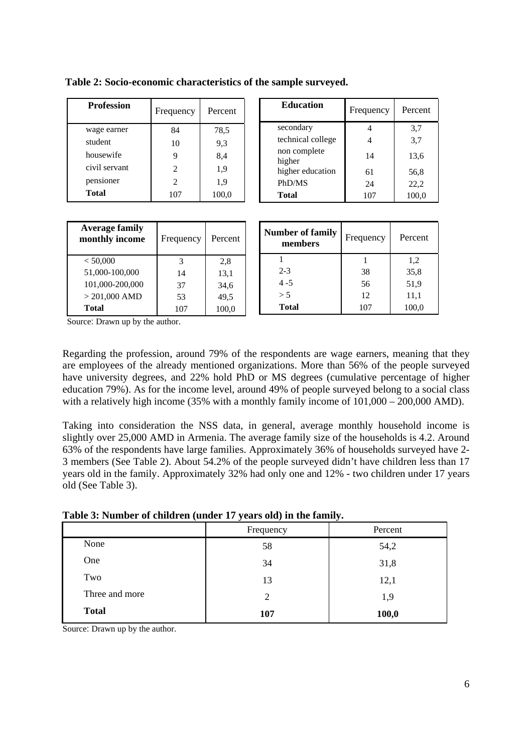**Table 2: Socio-economic characteristics of the sample surveyed.**

| Profession | Frequency | Percent |
|---|---|---|
| wage earner | 84 | 78,5 |
| student | 10 | 9,3 |
| housewife | 9 | 8,4 |
| civil servant | 2 | 1,9 |
| pensioner | 2 | 1,9 |
| **Total** | 107 | 100,0 |

| Education | Frequency | Percent |
|---|---|---|
| secondary | 4 | 3,7 |
| technical college | 4 | 3,7 |
| non complete higher | 14 | 13,6 |
| higher education | 61 | 56,8 |
| PhD/MS | 24 | 22,2 |
| **Total** | 107 | 100,0 |

| Average family monthly income | Frequency | Percent |
|---|---|---|
| < 50,000 | 3 | 2,8 |
| 51,000-100,000 | 14 | 13,1 |
| 101,000-200,000 | 37 | 34,6 |
| > 201,000 AMD | 53 | 49,5 |
| **Total** | 107 | 100,0 |

| Number of family members | Frequency | Percent |
|---|---|---|
| 1 | 1 | 1,2 |
| 2-3 | 38 | 35,8 |
| 4 -5 | 56 | 51,9 |
| > 5 | 12 | 11,1 |
| **Total** | 107 | 100,0 |

Source: Drawn up by the author.

Regarding the profession, around 79% of the respondents are wage earners, meaning that they are employees of the already mentioned organizations. More than 56% of the people surveyed have university degrees, and 22% hold PhD or MS degrees (cumulative percentage of higher education 79%). As for the income level, around 49% of people surveyed belong to a social class with a relatively high income (35% with a monthly family income of 101,000 – 200,000 AMD).

Taking into consideration the NSS data, in general, average monthly household income is slightly over 25,000 AMD in Armenia. The average family size of the households is 4.2. Around 63% of the respondents have large families. Approximately 36% of households surveyed have 2-3 members (See Table 2). About 54.2% of the people surveyed didn't have children less than 17 years old in the family. Approximately 32% had only one and 12% - two children under 17 years old (See Table 3).

**Table 3: Number of children (under 17 years old) in the family.**

| | Frequency | Percent |
|---|---|---|
| None | 58 | 54,2 |
| One | 34 | 31,8 |
| Two | 13 | 12,1 |
| Three and more | 2 | 1,9 |
| **Total** | **107** | **100,0** |

Source: Drawn up by the author.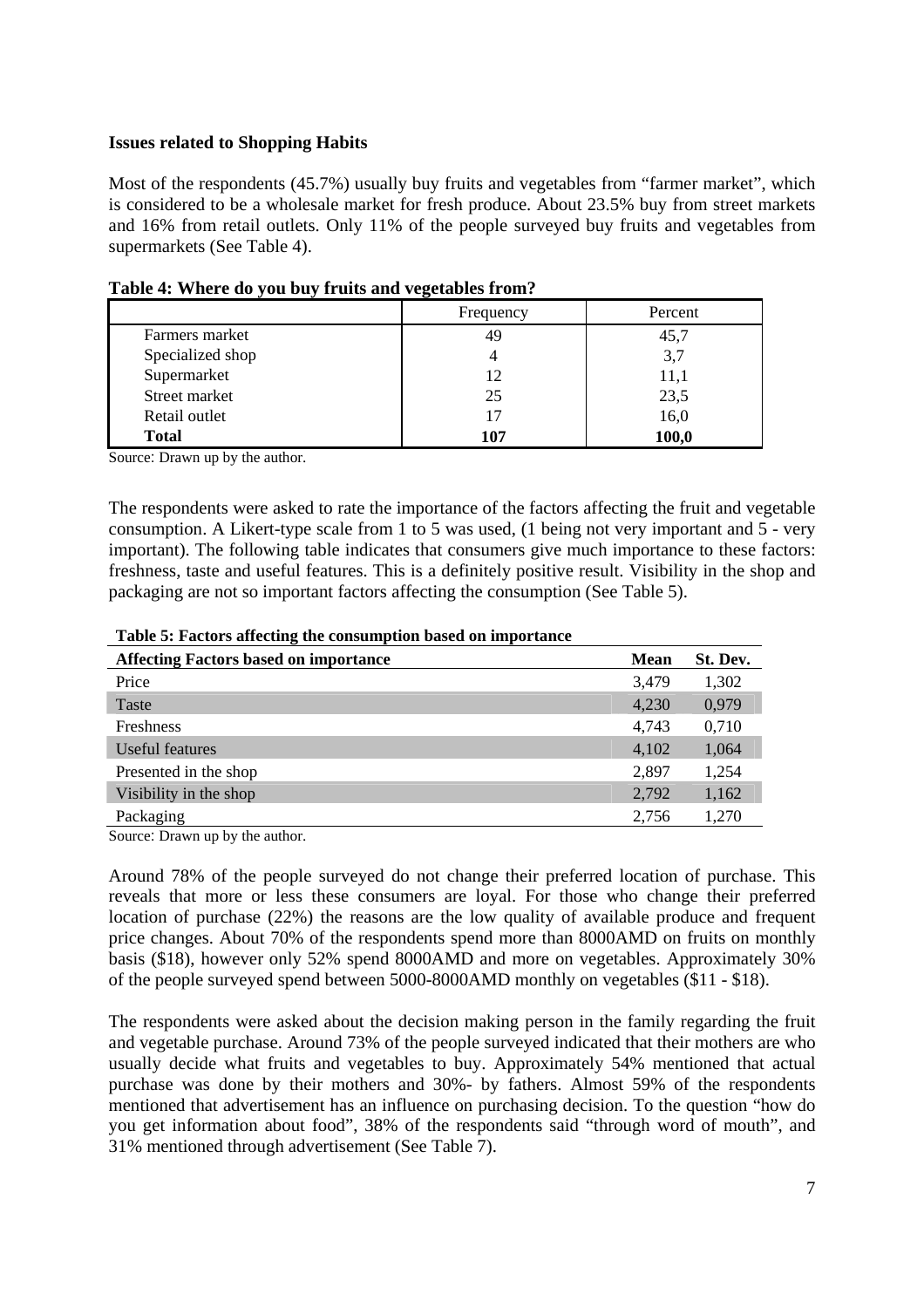**Issues related to Shopping Habits**

Most of the respondents (45.7%) usually buy fruits and vegetables from "farmer market", which is considered to be a wholesale market for fresh produce. About 23.5% buy from street markets and 16% from retail outlets. Only 11% of the people surveyed buy fruits and vegetables from supermarkets (See Table 4).

**Table 4: Where do you buy fruits and vegetables from?**

| | Frequency | Percent |
|---|---|---|
| Farmers market | 49 | 45,7 |
| Specialized shop | 4 | 3,7 |
| Supermarket | 12 | 11,1 |
| Street market | 25 | 23,5 |
| Retail outlet | 17 | 16,0 |
| **Total** | **107** | **100,0** |

Source: Drawn up by the author.

The respondents were asked to rate the importance of the factors affecting the fruit and vegetable consumption. A Likert-type scale from 1 to 5 was used, (1 being not very important and 5 - very important). The following table indicates that consumers give much importance to these factors: freshness, taste and useful features. This is a definitely positive result. Visibility in the shop and packaging are not so important factors affecting the consumption (See Table 5).

**Table 5: Factors affecting the consumption based on importance**

| Affecting Factors based on importance | Mean | St. Dev. |
|---|---|---|
| Price | 3,479 | 1,302 |
| Taste | 4,230 | 0,979 |
| Freshness | 4,743 | 0,710 |
| Useful features | 4,102 | 1,064 |
| Presented in the shop | 2,897 | 1,254 |
| Visibility in the shop | 2,792 | 1,162 |
| Packaging | 2,756 | 1,270 |

Source: Drawn up by the author.

Around 78% of the people surveyed do not change their preferred location of purchase. This reveals that more or less these consumers are loyal. For those who change their preferred location of purchase (22%) the reasons are the low quality of available produce and frequent price changes. About 70% of the respondents spend more than 8000AMD on fruits on monthly basis ($18), however only 52% spend 8000AMD and more on vegetables. Approximately 30% of the people surveyed spend between 5000-8000AMD monthly on vegetables ($11 - $18).

The respondents were asked about the decision making person in the family regarding the fruit and vegetable purchase. Around 73% of the people surveyed indicated that their mothers are who usually decide what fruits and vegetables to buy. Approximately 54% mentioned that actual purchase was done by their mothers and 30%- by fathers. Almost 59% of the respondents mentioned that advertisement has an influence on purchasing decision. To the question "how do you get information about food", 38% of the respondents said "through word of mouth", and 31% mentioned through advertisement (See Table 7).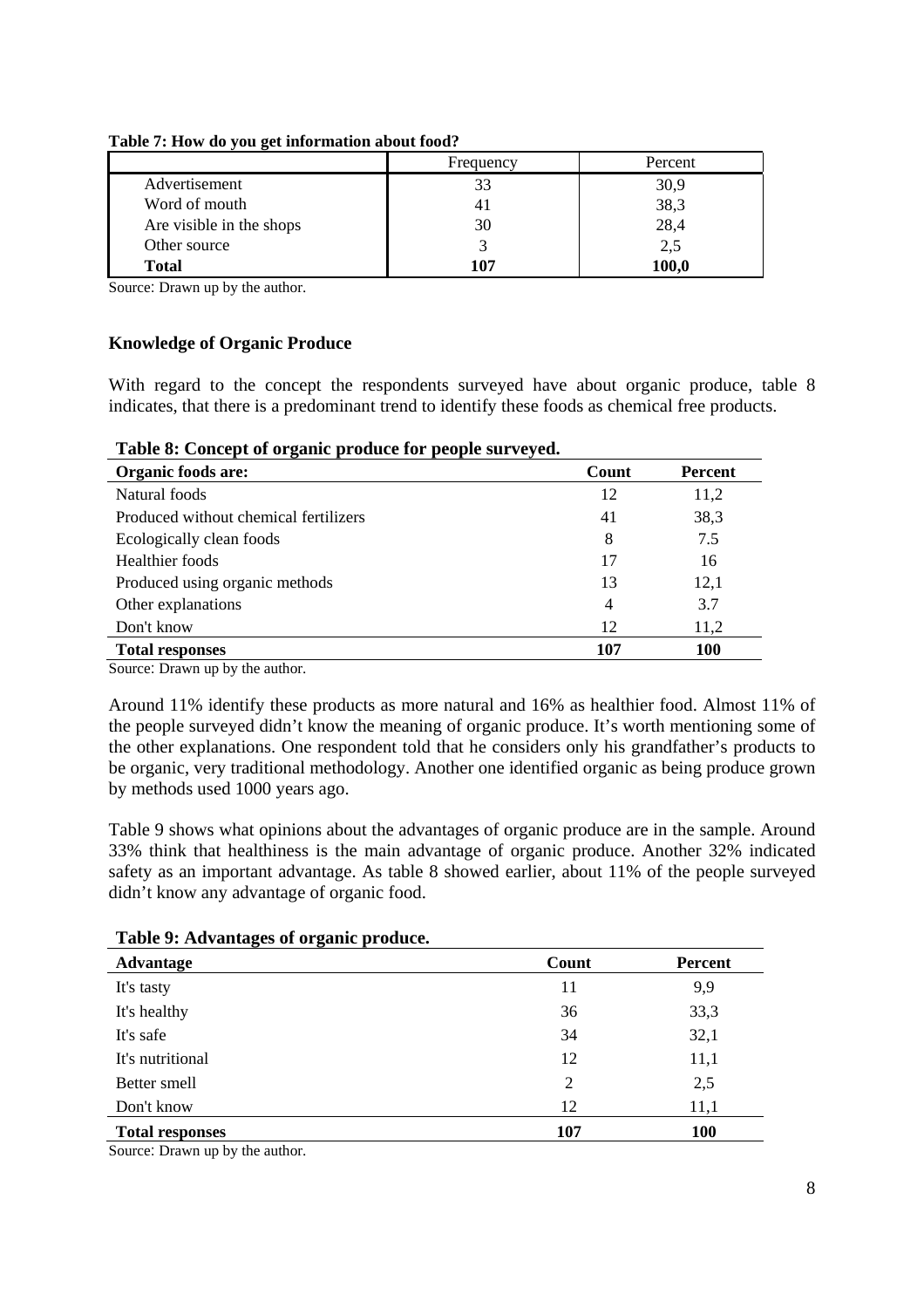**Table 7: How do you get information about food?**

| | Frequency | Percent |
|---|---|---|
| Advertisement | 33 | 30,9 |
| Word of mouth | 41 | 38,3 |
| Are visible in the shops | 30 | 28,4 |
| Other source | 3 | 2,5 |
| **Total** | **107** | **100,0** |

Source: Drawn up by the author.

### Knowledge of Organic Produce

With regard to the concept the respondents surveyed have about organic produce, table 8 indicates, that there is a predominant trend to identify these foods as chemical free products.

**Table 8: Concept of organic produce for people surveyed.**

| Organic foods are: | Count | Percent |
|---|---|---|
| Natural foods | 12 | 11,2 |
| Produced without chemical fertilizers | 41 | 38,3 |
| Ecologically clean foods | 8 | 7.5 |
| Healthier foods | 17 | 16 |
| Produced using organic methods | 13 | 12,1 |
| Other explanations | 4 | 3.7 |
| Don't know | 12 | 11,2 |
| **Total responses** | **107** | **100** |

Source: Drawn up by the author.

Around 11% identify these products as more natural and 16% as healthier food. Almost 11% of the people surveyed didn't know the meaning of organic produce. It's worth mentioning some of the other explanations. One respondent told that he considers only his grandfather's products to be organic, very traditional methodology. Another one identified organic as being produce grown by methods used 1000 years ago.

Table 9 shows what opinions about the advantages of organic produce are in the sample. Around 33% think that healthiness is the main advantage of organic produce. Another 32% indicated safety as an important advantage. As table 8 showed earlier, about 11% of the people surveyed didn't know any advantage of organic food.

**Table 9: Advantages of organic produce.**

| Advantage | Count | Percent |
|---|---|---|
| It's tasty | 11 | 9,9 |
| It's healthy | 36 | 33,3 |
| It's safe | 34 | 32,1 |
| It's nutritional | 12 | 11,1 |
| Better smell | 2 | 2,5 |
| Don't know | 12 | 11,1 |
| **Total responses** | **107** | **100** |

Source: Drawn up by the author.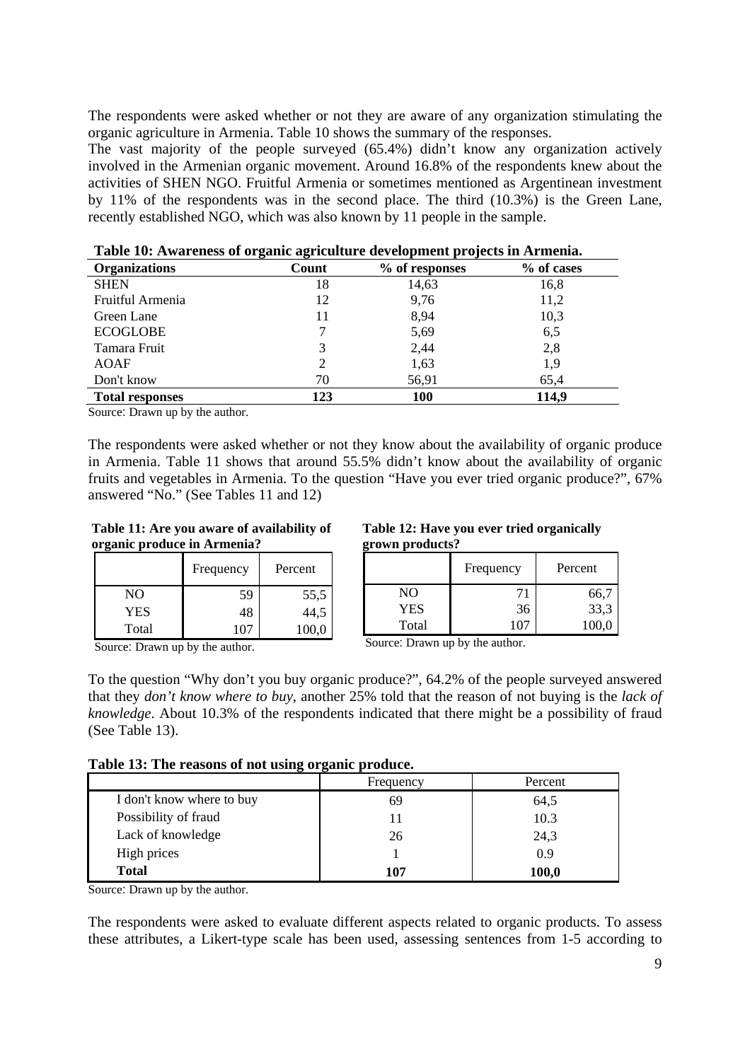The respondents were asked whether or not they are aware of any organization stimulating the organic agriculture in Armenia. Table 10 shows the summary of the responses.

The vast majority of the people surveyed (65.4%) didn't know any organization actively involved in the Armenian organic movement. Around 16.8% of the respondents knew about the activities of SHEN NGO. Fruitful Armenia or sometimes mentioned as Argentinean investment by 11% of the respondents was in the second place. The third (10.3%) is the Green Lane, recently established NGO, which was also known by 11 people in the sample.

**Table 10: Awareness of organic agriculture development projects in Armenia.**

| **Organizations** | **Count** | **% of responses** | **% of cases** |
|---|---|---|---|
| SHEN | 18 | 14,63 | 16,8 |
| Fruitful Armenia | 12 | 9,76 | 11,2 |
| Green Lane | 11 | 8,94 | 10,3 |
| ECOGLOBE | 7 | 5,69 | 6,5 |
| Tamara Fruit | 3 | 2,44 | 2,8 |
| AOAF | 2 | 1,63 | 1,9 |
| Don't know | 70 | 56,91 | 65,4 |
| **Total responses** | **123** | **100** | **114,9** |

Source: Drawn up by the author.

The respondents were asked whether or not they know about the availability of organic produce in Armenia. Table 11 shows that around 55.5% didn't know about the availability of organic fruits and vegetables in Armenia. To the question "Have you ever tried organic produce?", 67% answered "No." (See Tables 11 and 12)

**Table 11: Are you aware of availability of organic produce in Armenia?**

| | Frequency | Percent |
|---|---|---|
| NO | 59 | 55,5 |
| YES | 48 | 44,5 |
| Total | 107 | 100,0 |

Source: Drawn up by the author.

**Table 12: Have you ever tried organically grown products?**

| | Frequency | Percent |
|---|---|---|
| NO | 71 | 66,7 |
| YES | 36 | 33,3 |
| Total | 107 | 100,0 |

Source: Drawn up by the author.

To the question "Why don't you buy organic produce?", 64.2% of the people surveyed answered that they *don't know where to buy*, another 25% told that the reason of not buying is the *lack of knowledge*. About 10.3% of the respondents indicated that there might be a possibility of fraud (See Table 13).

**Table 13: The reasons of not using organic produce.**

| | Frequency | Percent |
|---|---|---|
| I don't know where to buy | 69 | 64,5 |
| Possibility of fraud | 11 | 10.3 |
| Lack of knowledge | 26 | 24,3 |
| High prices | 1 | 0.9 |
| **Total** | **107** | **100,0** |

Source: Drawn up by the author.

The respondents were asked to evaluate different aspects related to organic products. To assess these attributes, a Likert-type scale has been used, assessing sentences from 1-5 according to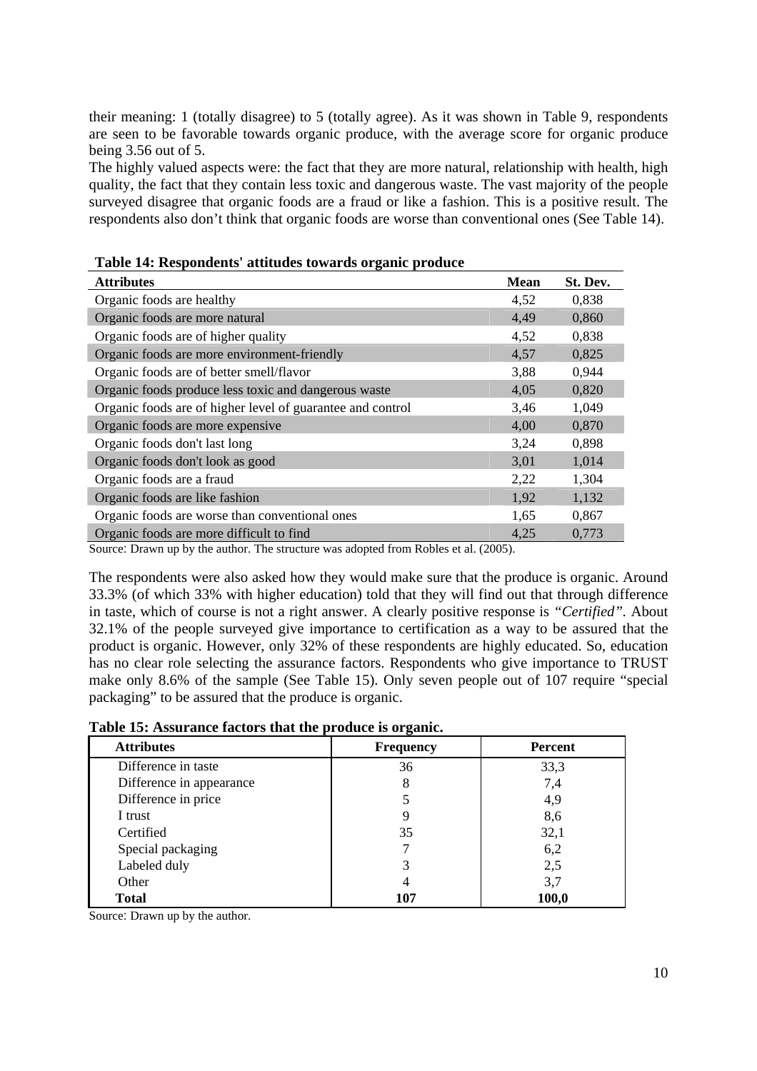their meaning: 1 (totally disagree) to 5 (totally agree). As it was shown in Table 9, respondents are seen to be favorable towards organic produce, with the average score for organic produce being 3.56 out of 5.

The highly valued aspects were: the fact that they are more natural, relationship with health, high quality, the fact that they contain less toxic and dangerous waste. The vast majority of the people surveyed disagree that organic foods are a fraud or like a fashion. This is a positive result. The respondents also don't think that organic foods are worse than conventional ones (See Table 14).

**Table 14: Respondents' attitudes towards organic produce**

| Attributes | Mean | St. Dev. |
|---|---|---|
| Organic foods are healthy | 4,52 | 0,838 |
| Organic foods are more natural | 4,49 | 0,860 |
| Organic foods are of higher quality | 4,52 | 0,838 |
| Organic foods are more environment-friendly | 4,57 | 0,825 |
| Organic foods are of better smell/flavor | 3,88 | 0,944 |
| Organic foods produce less toxic and dangerous waste | 4,05 | 0,820 |
| Organic foods are of higher level of guarantee and control | 3,46 | 1,049 |
| Organic foods are more expensive | 4,00 | 0,870 |
| Organic foods don't last long | 3,24 | 0,898 |
| Organic foods don't look as good | 3,01 | 1,014 |
| Organic foods are a fraud | 2,22 | 1,304 |
| Organic foods are like fashion | 1,92 | 1,132 |
| Organic foods are worse than conventional ones | 1,65 | 0,867 |
| Organic foods are more difficult to find | 4,25 | 0,773 |

Source: Drawn up by the author. The structure was adopted from Robles et al. (2005).

The respondents were also asked how they would make sure that the produce is organic. Around 33.3% (of which 33% with higher education) told that they will find out that through difference in taste, which of course is not a right answer. A clearly positive response is *"Certified"*. About 32.1% of the people surveyed give importance to certification as a way to be assured that the product is organic. However, only 32% of these respondents are highly educated. So, education has no clear role selecting the assurance factors. Respondents who give importance to TRUST make only 8.6% of the sample (See Table 15). Only seven people out of 107 require "special packaging" to be assured that the produce is organic.

**Table 15: Assurance factors that the produce is organic.**

| Attributes | Frequency | Percent |
|---|---|---|
| Difference in taste | 36 | 33,3 |
| Difference in appearance | 8 | 7,4 |
| Difference in price | 5 | 4,9 |
| I trust | 9 | 8,6 |
| Certified | 35 | 32,1 |
| Special packaging | 7 | 6,2 |
| Labeled duly | 3 | 2,5 |
| Other | 4 | 3,7 |
| **Total** | **107** | **100,0** |

Source: Drawn up by the author.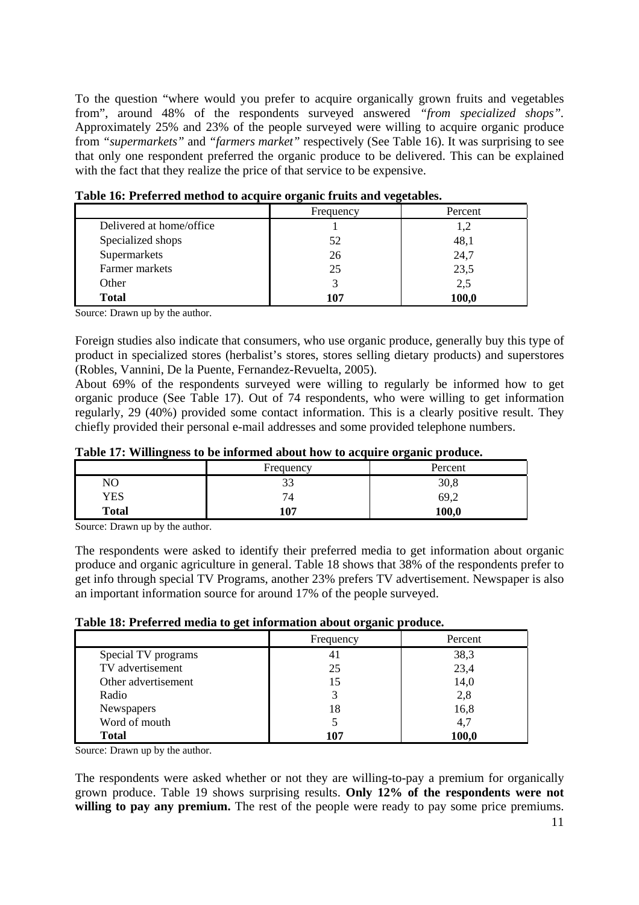To the question "where would you prefer to acquire organically grown fruits and vegetables from", around 48% of the respondents surveyed answered *"from specialized shops"*. Approximately 25% and 23% of the people surveyed were willing to acquire organic produce from *"supermarkets"* and *"farmers market"* respectively (See Table 16). It was surprising to see that only one respondent preferred the organic produce to be delivered. This can be explained with the fact that they realize the price of that service to be expensive.

**Table 16: Preferred method to acquire organic fruits and vegetables.**

| | Frequency | Percent |
|---|---|---|
| Delivered at home/office | 1 | 1,2 |
| Specialized shops | 52 | 48,1 |
| Supermarkets | 26 | 24,7 |
| Farmer markets | 25 | 23,5 |
| Other | 3 | 2,5 |
| **Total** | **107** | **100,0** |

Source: Drawn up by the author.

Foreign studies also indicate that consumers, who use organic produce, generally buy this type of product in specialized stores (herbalist's stores, stores selling dietary products) and superstores (Robles, Vannini, De la Puente, Fernandez-Revuelta, 2005).

About 69% of the respondents surveyed were willing to regularly be informed how to get organic produce (See Table 17). Out of 74 respondents, who were willing to get information regularly, 29 (40%) provided some contact information. This is a clearly positive result. They chiefly provided their personal e-mail addresses and some provided telephone numbers.

**Table 17: Willingness to be informed about how to acquire organic produce.**

| | Frequency | Percent |
|---|---|---|
| NO | 33 | 30,8 |
| YES | 74 | 69,2 |
| **Total** | **107** | **100,0** |

Source: Drawn up by the author.

The respondents were asked to identify their preferred media to get information about organic produce and organic agriculture in general. Table 18 shows that 38% of the respondents prefer to get info through special TV Programs, another 23% prefers TV advertisement. Newspaper is also an important information source for around 17% of the people surveyed.

**Table 18: Preferred media to get information about organic produce.**

| | Frequency | Percent |
|---|---|---|
| Special TV programs | 41 | 38,3 |
| TV advertisement | 25 | 23,4 |
| Other advertisement | 15 | 14,0 |
| Radio | 3 | 2,8 |
| Newspapers | 18 | 16,8 |
| Word of mouth | 5 | 4,7 |
| **Total** | **107** | **100,0** |

Source: Drawn up by the author.

The respondents were asked whether or not they are willing-to-pay a premium for organically grown produce. Table 19 shows surprising results. **Only 12% of the respondents were not willing to pay any premium.** The rest of the people were ready to pay some price premiums.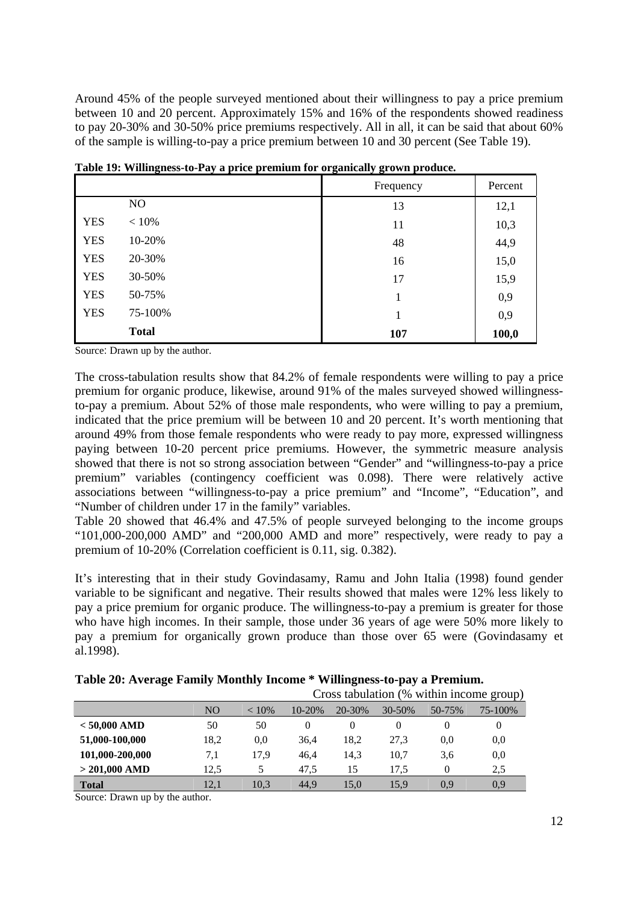Around 45% of the people surveyed mentioned about their willingness to pay a price premium between 10 and 20 percent. Approximately 15% and 16% of the respondents showed readiness to pay 20-30% and 30-50% price premiums respectively. All in all, it can be said that about 60% of the sample is willing-to-pay a price premium between 10 and 30 percent (See Table 19).

**Table 19: Willingness-to-Pay a price premium for organically grown produce.**

| | | Frequency | Percent |
|---|---|---|---|
| | NO | 13 | 12,1 |
| YES | < 10% | 11 | 10,3 |
| YES | 10-20% | 48 | 44,9 |
| YES | 20-30% | 16 | 15,0 |
| YES | 30-50% | 17 | 15,9 |
| YES | 50-75% | 1 | 0,9 |
| YES | 75-100% | 1 | 0,9 |
| | **Total** | **107** | **100,0** |

Source: Drawn up by the author.

The cross-tabulation results show that 84.2% of female respondents were willing to pay a price premium for organic produce, likewise, around 91% of the males surveyed showed willingness-to-pay a premium. About 52% of those male respondents, who were willing to pay a premium, indicated that the price premium will be between 10 and 20 percent. It's worth mentioning that around 49% from those female respondents who were ready to pay more, expressed willingness paying between 10-20 percent price premiums. However, the symmetric measure analysis showed that there is not so strong association between "Gender" and "willingness-to-pay a price premium" variables (contingency coefficient was 0.098). There were relatively active associations between "willingness-to-pay a price premium" and "Income", "Education", and "Number of children under 17 in the family" variables.
Table 20 showed that 46.4% and 47.5% of people surveyed belonging to the income groups "101,000-200,000 AMD" and "200,000 AMD and more" respectively, were ready to pay a premium of 10-20% (Correlation coefficient is 0.11, sig. 0.382).

It's interesting that in their study Govindasamy, Ramu and John Italia (1998) found gender variable to be significant and negative. Their results showed that males were 12% less likely to pay a price premium for organic produce. The willingness-to-pay a premium is greater for those who have high incomes. In their sample, those under 36 years of age were 50% more likely to pay a premium for organically grown produce than those over 65 were (Govindasamy et al.1998).

**Table 20: Average Family Monthly Income * Willingness-to-pay a Premium.**

Cross tabulation (% within income group)

| | NO | < 10% | 10-20% | 20-30% | 30-50% | 50-75% | 75-100% |
|---|---|---|---|---|---|---|---|
| **< 50,000 AMD** | 50 | 50 | 0 | 0 | 0 | 0 | 0 |
| **51,000-100,000** | 18,2 | 0,0 | 36,4 | 18,2 | 27,3 | 0,0 | 0,0 |
| **101,000-200,000** | 7,1 | 17,9 | 46,4 | 14,3 | 10,7 | 3,6 | 0,0 |
| **> 201,000 AMD** | 12,5 | 5 | 47,5 | 15 | 17,5 | 0 | 2,5 |
| **Total** | 12,1 | 10,3 | 44,9 | 15,0 | 15,9 | 0,9 | 0,9 |

Source: Drawn up by the author.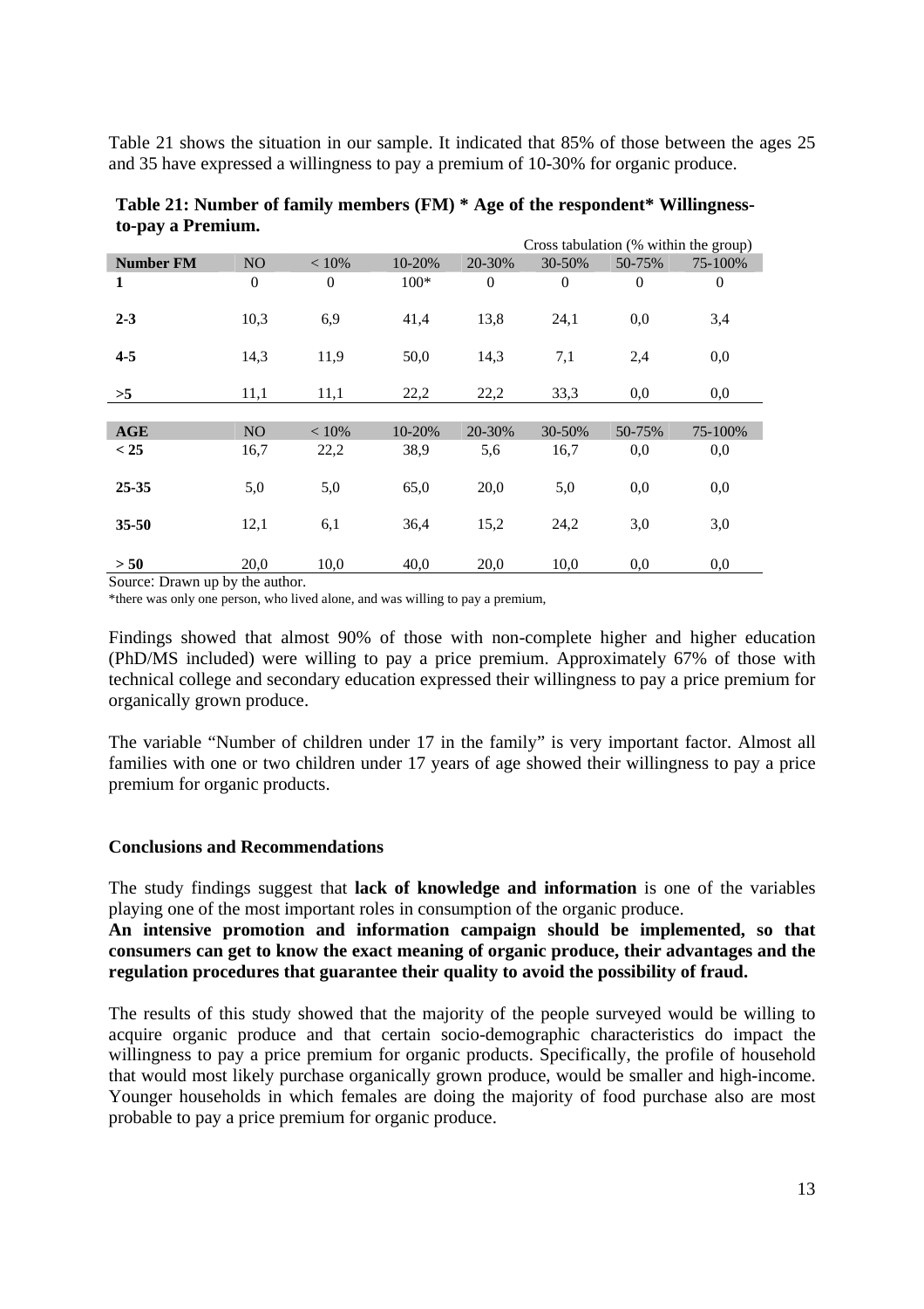Table 21 shows the situation in our sample. It indicated that 85% of those between the ages 25 and 35 have expressed a willingness to pay a premium of 10-30% for organic produce.

**Table 21: Number of family members (FM) * Age of the respondent* Willingness-to-pay a Premium.**

Cross tabulation (% within the group)

| Number FM | NO | < 10% | 10-20% | 20-30% | 30-50% | 50-75% | 75-100% |
|---|---|---|---|---|---|---|---|
| **1** | 0 | 0 | 100* | 0 | 0 | 0 | 0 |
| **2-3** | 10,3 | 6,9 | 41,4 | 13,8 | 24,1 | 0,0 | 3,4 |
| **4-5** | 14,3 | 11,9 | 50,0 | 14,3 | 7,1 | 2,4 | 0,0 |
| **>5** | 11,1 | 11,1 | 22,2 | 22,2 | 33,3 | 0,0 | 0,0 |
| **AGE** | NO | < 10% | 10-20% | 20-30% | 30-50% | 50-75% | 75-100% |
| **< 25** | 16,7 | 22,2 | 38,9 | 5,6 | 16,7 | 0,0 | 0,0 |
| **25-35** | 5,0 | 5,0 | 65,0 | 20,0 | 5,0 | 0,0 | 0,0 |
| **35-50** | 12,1 | 6,1 | 36,4 | 15,2 | 24,2 | 3,0 | 3,0 |
| **> 50** | 20,0 | 10,0 | 40,0 | 20,0 | 10,0 | 0,0 | 0,0 |

Source: Drawn up by the author.

*there was only one person, who lived alone, and was willing to pay a premium,

Findings showed that almost 90% of those with non-complete higher and higher education (PhD/MS included) were willing to pay a price premium. Approximately 67% of those with technical college and secondary education expressed their willingness to pay a price premium for organically grown produce.

The variable "Number of children under 17 in the family" is very important factor. Almost all families with one or two children under 17 years of age showed their willingness to pay a price premium for organic products.

## Conclusions and Recommendations

The study findings suggest that **lack of knowledge and information** is one of the variables playing one of the most important roles in consumption of the organic produce.

**An intensive promotion and information campaign should be implemented, so that consumers can get to know the exact meaning of organic produce, their advantages and the regulation procedures that guarantee their quality to avoid the possibility of fraud.**

The results of this study showed that the majority of the people surveyed would be willing to acquire organic produce and that certain socio-demographic characteristics do impact the willingness to pay a price premium for organic products. Specifically, the profile of household that would most likely purchase organically grown produce, would be smaller and high-income. Younger households in which females are doing the majority of food purchase also are most probable to pay a price premium for organic produce.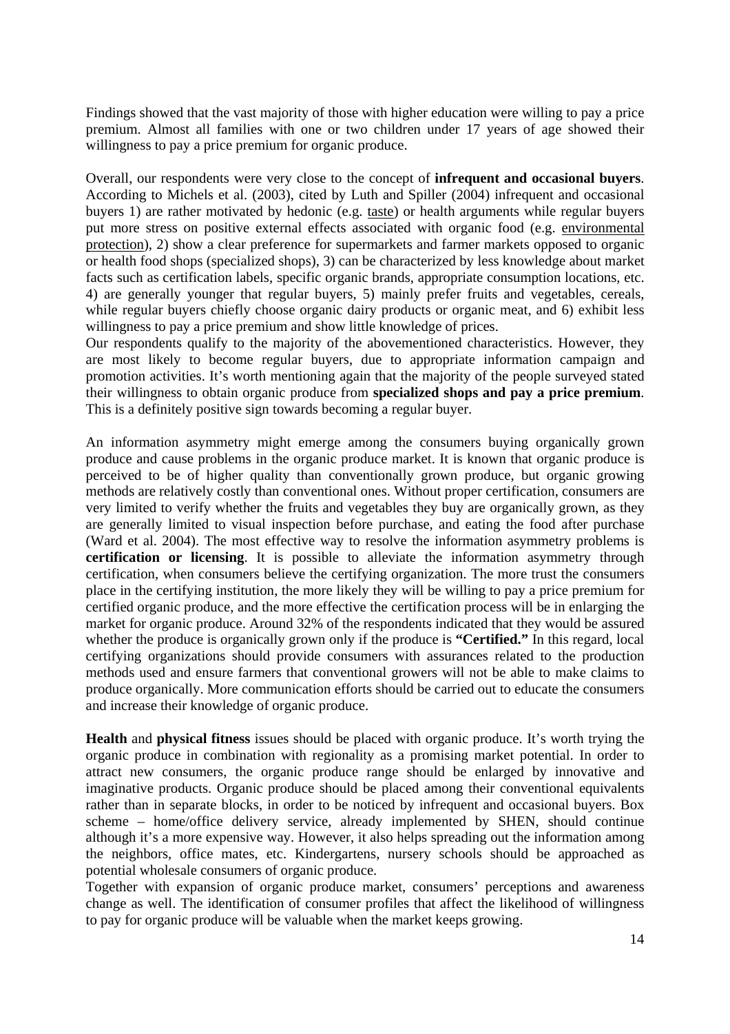Findings showed that the vast majority of those with higher education were willing to pay a price premium. Almost all families with one or two children under 17 years of age showed their willingness to pay a price premium for organic produce.

Overall, our respondents were very close to the concept of **infrequent and occasional buyers**. According to Michels et al. (2003), cited by Luth and Spiller (2004) infrequent and occasional buyers 1) are rather motivated by hedonic (e.g. taste) or health arguments while regular buyers put more stress on positive external effects associated with organic food (e.g. environmental protection), 2) show a clear preference for supermarkets and farmer markets opposed to organic or health food shops (specialized shops), 3) can be characterized by less knowledge about market facts such as certification labels, specific organic brands, appropriate consumption locations, etc. 4) are generally younger that regular buyers, 5) mainly prefer fruits and vegetables, cereals, while regular buyers chiefly choose organic dairy products or organic meat, and 6) exhibit less willingness to pay a price premium and show little knowledge of prices.

Our respondents qualify to the majority of the abovementioned characteristics. However, they are most likely to become regular buyers, due to appropriate information campaign and promotion activities. It's worth mentioning again that the majority of the people surveyed stated their willingness to obtain organic produce from **specialized shops and pay a price premium**. This is a definitely positive sign towards becoming a regular buyer.

An information asymmetry might emerge among the consumers buying organically grown produce and cause problems in the organic produce market. It is known that organic produce is perceived to be of higher quality than conventionally grown produce, but organic growing methods are relatively costly than conventional ones. Without proper certification, consumers are very limited to verify whether the fruits and vegetables they buy are organically grown, as they are generally limited to visual inspection before purchase, and eating the food after purchase (Ward et al. 2004). The most effective way to resolve the information asymmetry problems is **certification or licensing**. It is possible to alleviate the information asymmetry through certification, when consumers believe the certifying organization. The more trust the consumers place in the certifying institution, the more likely they will be willing to pay a price premium for certified organic produce, and the more effective the certification process will be in enlarging the market for organic produce. Around 32% of the respondents indicated that they would be assured whether the produce is organically grown only if the produce is **"Certified."** In this regard, local certifying organizations should provide consumers with assurances related to the production methods used and ensure farmers that conventional growers will not be able to make claims to produce organically. More communication efforts should be carried out to educate the consumers and increase their knowledge of organic produce.

**Health** and **physical fitness** issues should be placed with organic produce. It's worth trying the organic produce in combination with regionality as a promising market potential. In order to attract new consumers, the organic produce range should be enlarged by innovative and imaginative products. Organic produce should be placed among their conventional equivalents rather than in separate blocks, in order to be noticed by infrequent and occasional buyers. Box scheme – home/office delivery service, already implemented by SHEN, should continue although it's a more expensive way. However, it also helps spreading out the information among the neighbors, office mates, etc. Kindergartens, nursery schools should be approached as potential wholesale consumers of organic produce.

Together with expansion of organic produce market, consumers' perceptions and awareness change as well. The identification of consumer profiles that affect the likelihood of willingness to pay for organic produce will be valuable when the market keeps growing.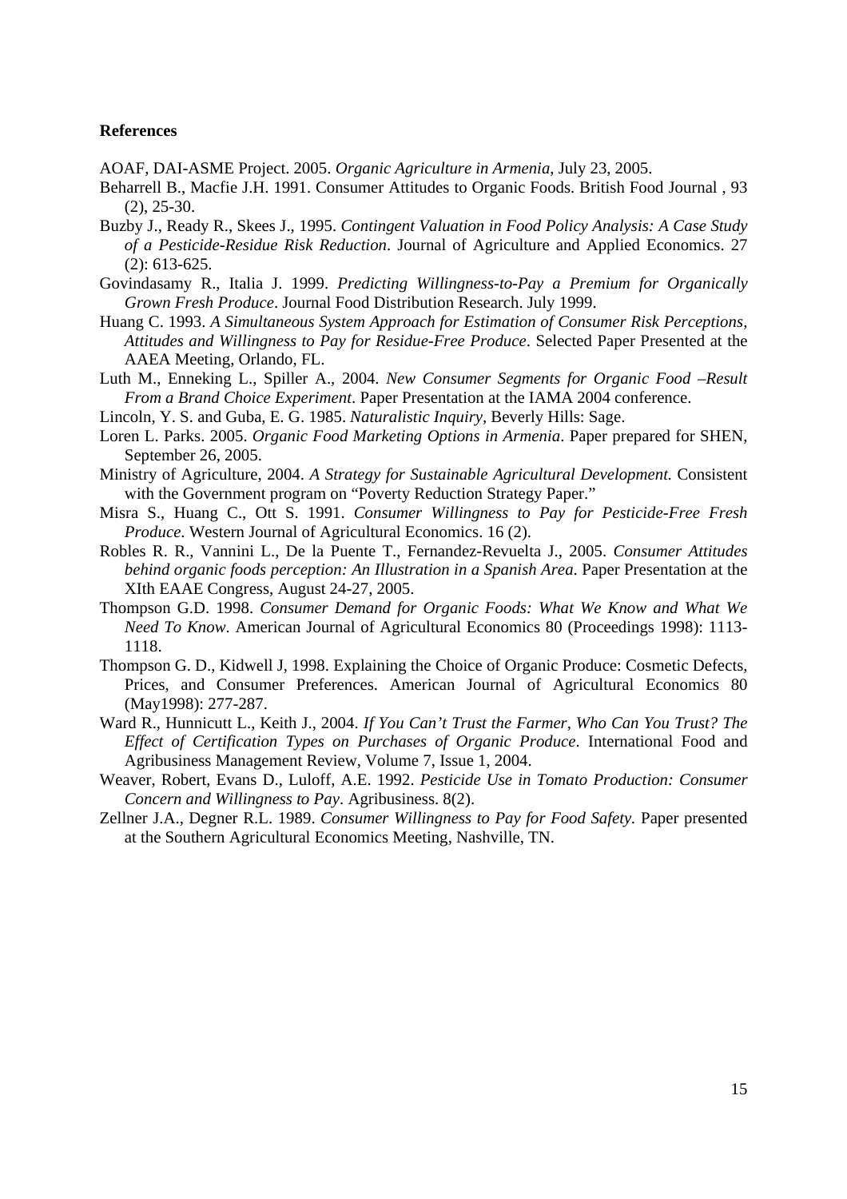**References**

AOAF, DAI-ASME Project. 2005. *Organic Agriculture in Armenia*, July 23, 2005.

Beharrell B., Macfie J.H. 1991. Consumer Attitudes to Organic Foods. British Food Journal , 93 (2), 25-30.

Buzby J., Ready R., Skees J., 1995. *Contingent Valuation in Food Policy Analysis: A Case Study of a Pesticide-Residue Risk Reduction*. Journal of Agriculture and Applied Economics. 27 (2): 613-625.

Govindasamy R., Italia J. 1999. *Predicting Willingness-to-Pay a Premium for Organically Grown Fresh Produce*. Journal Food Distribution Research. July 1999.

Huang C. 1993. *A Simultaneous System Approach for Estimation of Consumer Risk Perceptions, Attitudes and Willingness to Pay for Residue-Free Produce*. Selected Paper Presented at the AAEA Meeting, Orlando, FL.

Luth M., Enneking L., Spiller A., 2004. *New Consumer Segments for Organic Food –Result From a Brand Choice Experiment*. Paper Presentation at the IAMA 2004 conference.

Lincoln, Y. S. and Guba, E. G. 1985. *Naturalistic Inquiry*, Beverly Hills: Sage.

Loren L. Parks. 2005. *Organic Food Marketing Options in Armenia*. Paper prepared for SHEN, September 26, 2005.

Ministry of Agriculture, 2004. *A Strategy for Sustainable Agricultural Development.* Consistent with the Government program on "Poverty Reduction Strategy Paper."

Misra S., Huang C., Ott S. 1991. *Consumer Willingness to Pay for Pesticide-Free Fresh Produce*. Western Journal of Agricultural Economics. 16 (2).

Robles R. R., Vannini L., De la Puente T., Fernandez-Revuelta J., 2005. *Consumer Attitudes behind organic foods perception: An Illustration in a Spanish Area*. Paper Presentation at the XIth EAAE Congress, August 24-27, 2005.

Thompson G.D. 1998. *Consumer Demand for Organic Foods: What We Know and What We Need To Know*. American Journal of Agricultural Economics 80 (Proceedings 1998): 1113-1118.

Thompson G. D., Kidwell J, 1998. Explaining the Choice of Organic Produce: Cosmetic Defects, Prices, and Consumer Preferences. American Journal of Agricultural Economics 80 (May1998): 277-287.

Ward R., Hunnicutt L., Keith J., 2004. *If You Can't Trust the Farmer, Who Can You Trust? The Effect of Certification Types on Purchases of Organic Produce*. International Food and Agribusiness Management Review, Volume 7, Issue 1, 2004.

Weaver, Robert, Evans D., Luloff, A.E. 1992. *Pesticide Use in Tomato Production: Consumer Concern and Willingness to Pay*. Agribusiness. 8(2).

Zellner J.A., Degner R.L. 1989. *Consumer Willingness to Pay for Food Safety.* Paper presented at the Southern Agricultural Economics Meeting, Nashville, TN.